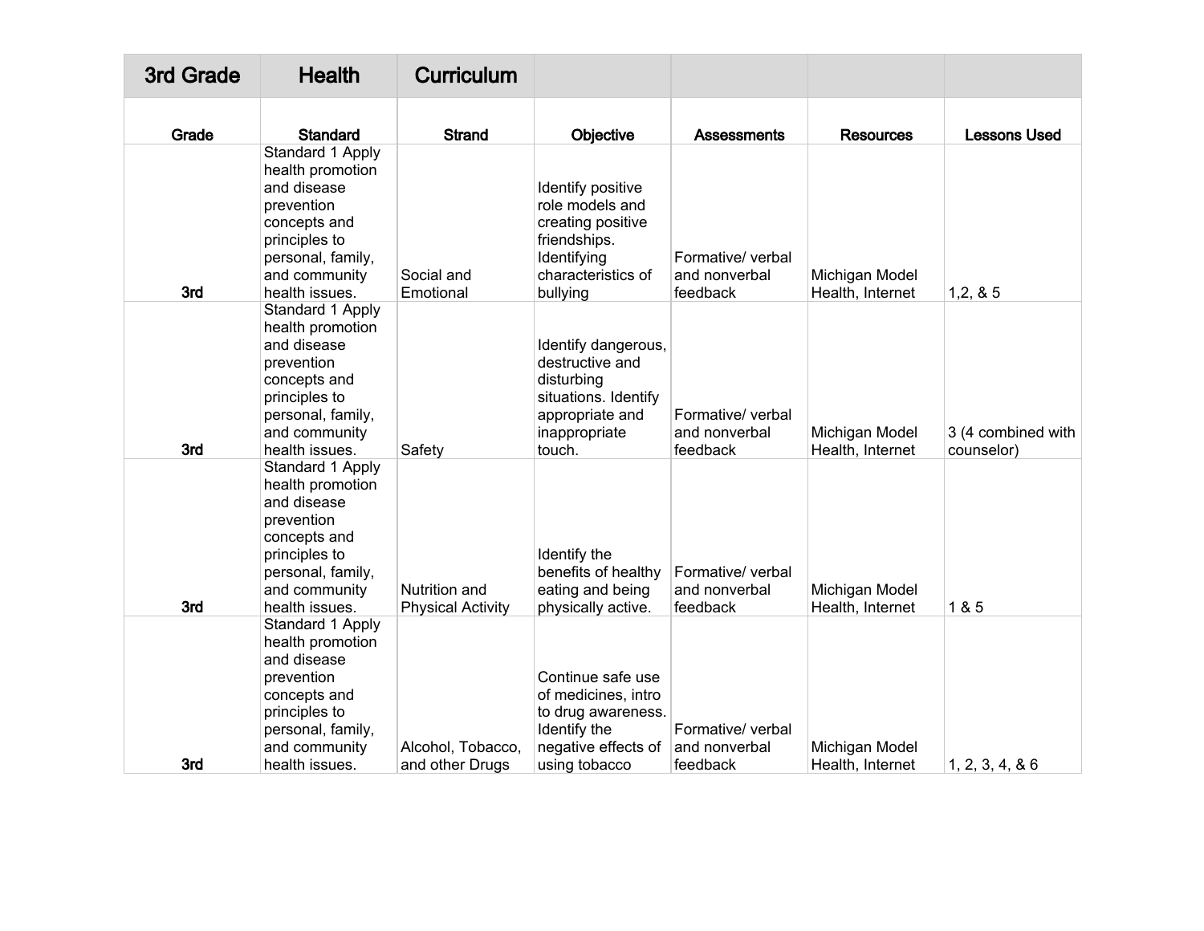| 3rd Grade | Health | Curriculum | | | | |
|---|---|---|---|---|---|---|
| Grade | Standard | Strand | Objective | Assessments | Resources | Lessons Used |
| 3rd | Standard 1 Apply health promotion and disease prevention concepts and principles to personal, family, and community health issues. | Social and Emotional | Identify positive role models and creating positive friendships. Identifying characteristics of bullying | Formative/ verbal and nonverbal feedback | Michigan Model Health, Internet | 1,2, & 5 |
| 3rd | Standard 1 Apply health promotion and disease prevention concepts and principles to personal, family, and community health issues. | Safety | Identify dangerous, destructive and disturbing situations. Identify appropriate and inappropriate touch. | Formative/ verbal and nonverbal feedback | Michigan Model Health, Internet | 3 (4 combined with counselor) |
| 3rd | Standard 1 Apply health promotion and disease prevention concepts and principles to personal, family, and community health issues. | Nutrition and Physical Activity | Identify the benefits of healthy eating and being physically active. | Formative/ verbal and nonverbal feedback | Michigan Model Health, Internet | 1 & 5 |
| 3rd | Standard 1 Apply health promotion and disease prevention concepts and principles to personal, family, and community health issues. | Alcohol, Tobacco, and other Drugs | Continue safe use of medicines, intro to drug awareness. Identify the negative effects of using tobacco | Formative/ verbal and nonverbal feedback | Michigan Model Health, Internet | 1, 2, 3, 4, & 6 |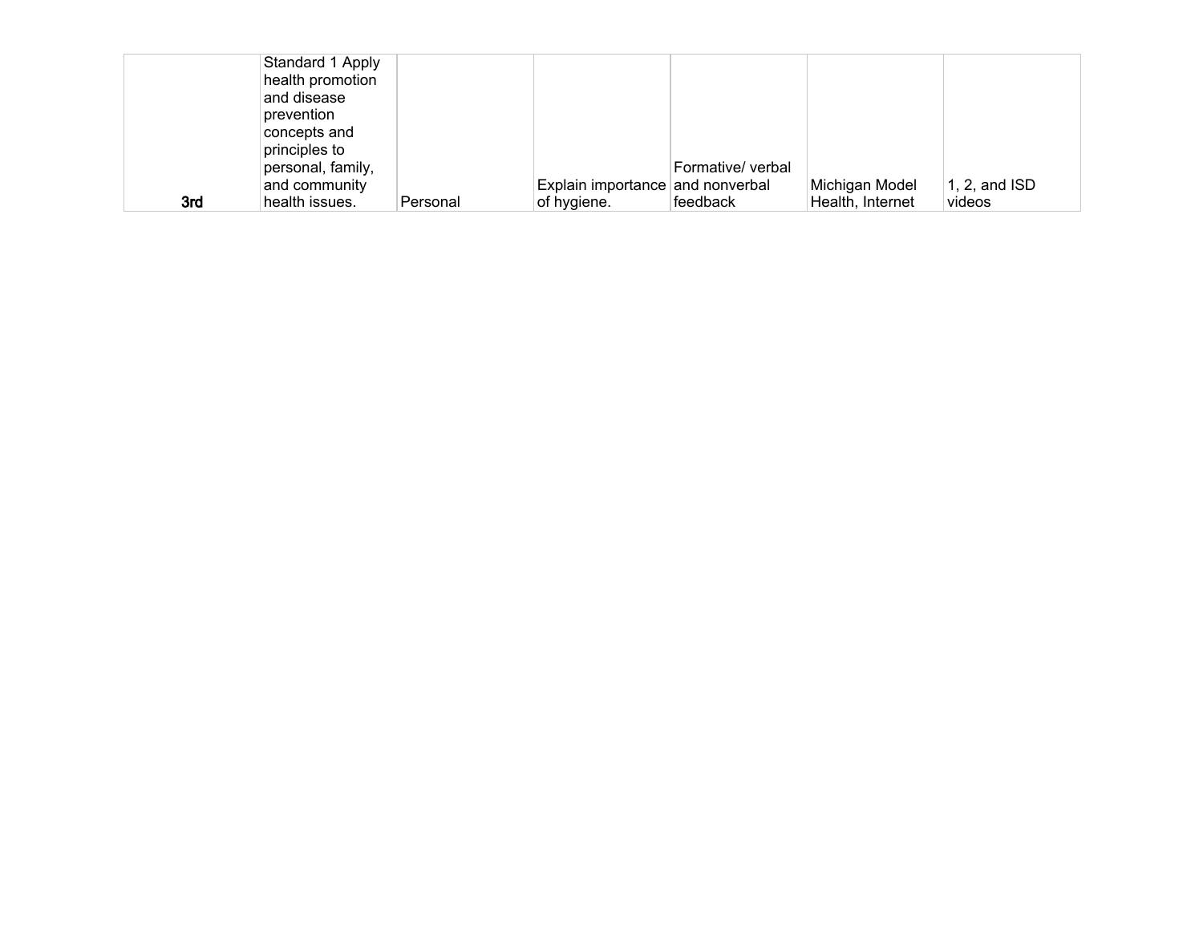| | | | | | | |
|---|---|---|---|---|---|---|
| 3rd | Standard 1 Apply health promotion and disease prevention concepts and principles to personal, family, and community health issues. | Personal | Explain importance of hygiene. | Formative/ verbal and nonverbal feedback | Michigan Model Health, Internet | 1, 2, and ISD videos |